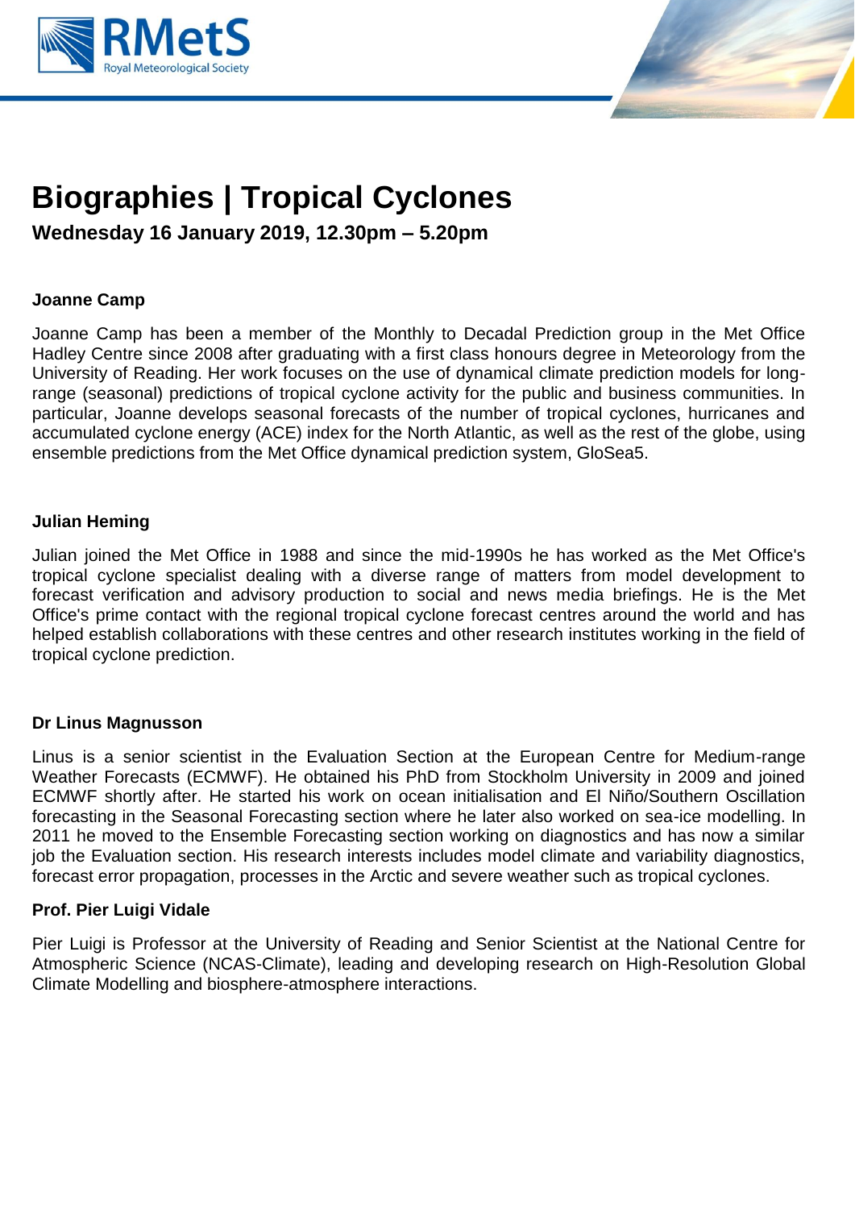RMetS Royal Meteorological Society

# Biographies | Tropical Cyclones

**Wednesday 16 January 2019, 12.30pm – 5.20pm**

**Joanne Camp**

Joanne Camp has been a member of the Monthly to Decadal Prediction group in the Met Office Hadley Centre since 2008 after graduating with a first class honours degree in Meteorology from the University of Reading. Her work focuses on the use of dynamical climate prediction models for long-range (seasonal) predictions of tropical cyclone activity for the public and business communities. In particular, Joanne develops seasonal forecasts of the number of tropical cyclones, hurricanes and accumulated cyclone energy (ACE) index for the North Atlantic, as well as the rest of the globe, using ensemble predictions from the Met Office dynamical prediction system, GloSea5.

**Julian Heming**

Julian joined the Met Office in 1988 and since the mid-1990s he has worked as the Met Office's tropical cyclone specialist dealing with a diverse range of matters from model development to forecast verification and advisory production to social and news media briefings. He is the Met Office's prime contact with the regional tropical cyclone forecast centres around the world and has helped establish collaborations with these centres and other research institutes working in the field of tropical cyclone prediction.

**Dr Linus Magnusson**

Linus is a senior scientist in the Evaluation Section at the European Centre for Medium-range Weather Forecasts (ECMWF). He obtained his PhD from Stockholm University in 2009 and joined ECMWF shortly after. He started his work on ocean initialisation and El Niño/Southern Oscillation forecasting in the Seasonal Forecasting section where he later also worked on sea-ice modelling. In 2011 he moved to the Ensemble Forecasting section working on diagnostics and has now a similar job the Evaluation section. His research interests includes model climate and variability diagnostics, forecast error propagation, processes in the Arctic and severe weather such as tropical cyclones.

**Prof. Pier Luigi Vidale**

Pier Luigi is Professor at the University of Reading and Senior Scientist at the National Centre for Atmospheric Science (NCAS-Climate), leading and developing research on High-Resolution Global Climate Modelling and biosphere-atmosphere interactions.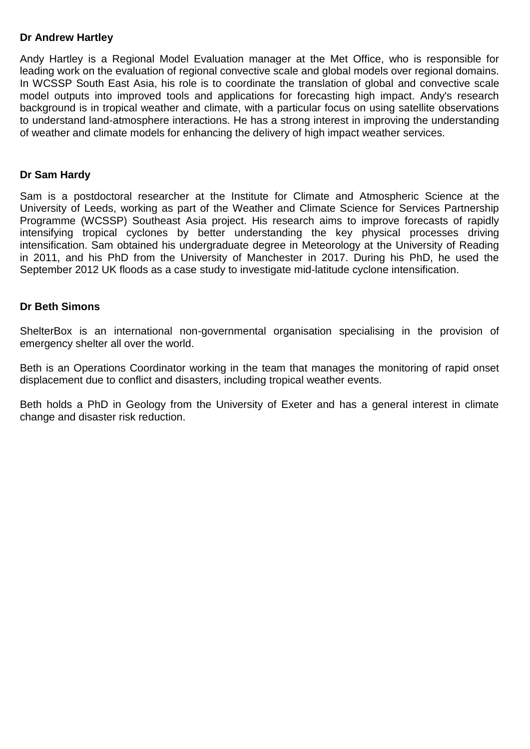**Dr Andrew Hartley**

Andy Hartley is a Regional Model Evaluation manager at the Met Office, who is responsible for leading work on the evaluation of regional convective scale and global models over regional domains. In WCSSP South East Asia, his role is to coordinate the translation of global and convective scale model outputs into improved tools and applications for forecasting high impact. Andy's research background is in tropical weather and climate, with a particular focus on using satellite observations to understand land-atmosphere interactions. He has a strong interest in improving the understanding of weather and climate models for enhancing the delivery of high impact weather services.

**Dr Sam Hardy**

Sam is a postdoctoral researcher at the Institute for Climate and Atmospheric Science at the University of Leeds, working as part of the Weather and Climate Science for Services Partnership Programme (WCSSP) Southeast Asia project. His research aims to improve forecasts of rapidly intensifying tropical cyclones by better understanding the key physical processes driving intensification. Sam obtained his undergraduate degree in Meteorology at the University of Reading in 2011, and his PhD from the University of Manchester in 2017. During his PhD, he used the September 2012 UK floods as a case study to investigate mid-latitude cyclone intensification.

**Dr Beth Simons**

ShelterBox is an international non-governmental organisation specialising in the provision of emergency shelter all over the world.

Beth is an Operations Coordinator working in the team that manages the monitoring of rapid onset displacement due to conflict and disasters, including tropical weather events.

Beth holds a PhD in Geology from the University of Exeter and has a general interest in climate change and disaster risk reduction.